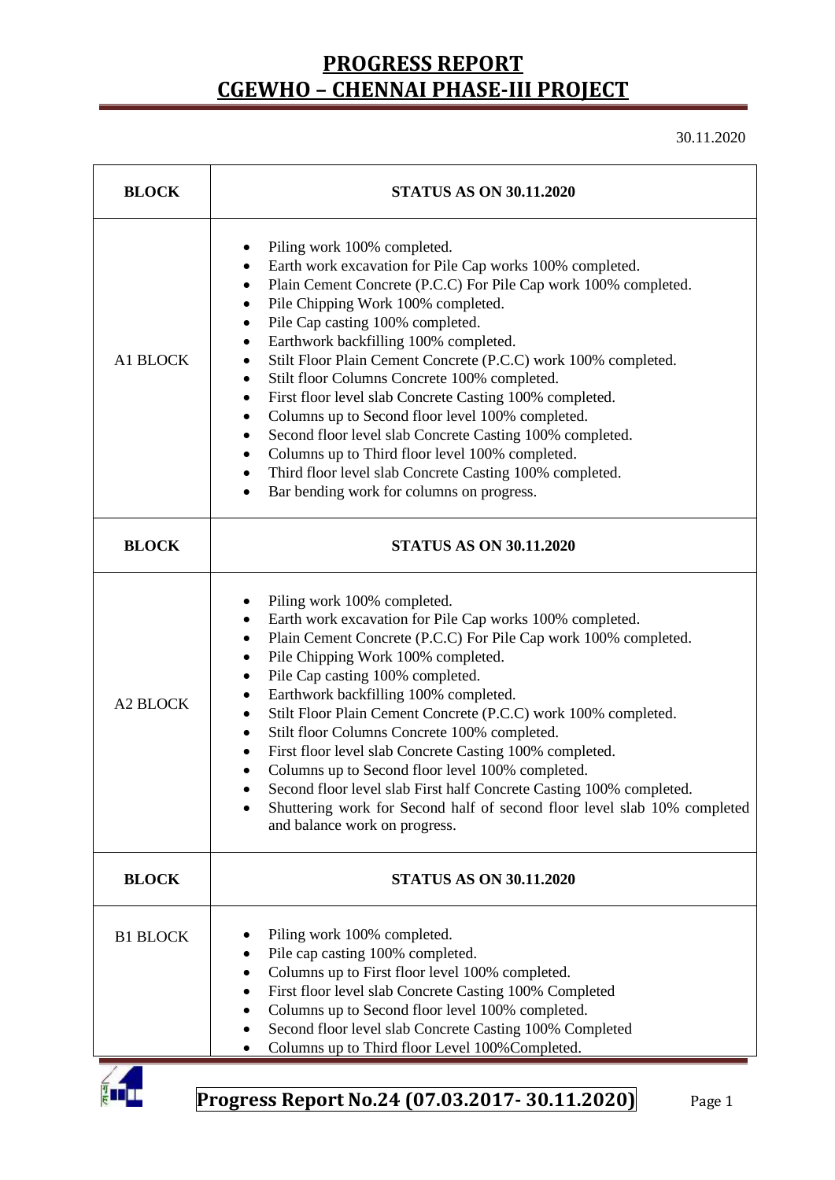# PROGRESS REPORT
# CGEWHO – CHENNAI PHASE-III PROJECT

30.11.2020

| BLOCK | STATUS AS ON 30.11.2020 |
|---|---|
| A1 BLOCK | • Piling work 100% completed.<br>• Earth work excavation for Pile Cap works 100% completed.<br>• Plain Cement Concrete (P.C.C) For Pile Cap work 100% completed.<br>• Pile Chipping Work 100% completed.<br>• Pile Cap casting 100% completed.<br>• Earthwork backfilling 100% completed.<br>• Stilt Floor Plain Cement Concrete (P.C.C) work 100% completed.<br>• Stilt floor Columns Concrete 100% completed.<br>• First floor level slab Concrete Casting 100% completed.<br>• Columns up to Second floor level 100% completed.<br>• Second floor level slab Concrete Casting 100% completed.<br>• Columns up to Third floor level 100% completed.<br>• Third floor level slab Concrete Casting 100% completed.<br>• Bar bending work for columns on progress. |
| **BLOCK** | **STATUS AS ON 30.11.2020** |
| A2 BLOCK | • Piling work 100% completed.<br>• Earth work excavation for Pile Cap works 100% completed.<br>• Plain Cement Concrete (P.C.C) For Pile Cap work 100% completed.<br>• Pile Chipping Work 100% completed.<br>• Pile Cap casting 100% completed.<br>• Earthwork backfilling 100% completed.<br>• Stilt Floor Plain Cement Concrete (P.C.C) work 100% completed.<br>• Stilt floor Columns Concrete 100% completed.<br>• First floor level slab Concrete Casting 100% completed.<br>• Columns up to Second floor level 100% completed.<br>• Second floor level slab First half Concrete Casting 100% completed.<br>• Shuttering work for Second half of second floor level slab 10% completed and balance work on progress. |
| **BLOCK** | **STATUS AS ON 30.11.2020** |
| B1 BLOCK | • Piling work 100% completed.<br>• Pile cap casting 100% completed.<br>• Columns up to First floor level 100% completed.<br>• First floor level slab Concrete Casting 100% Completed<br>• Columns up to Second floor level 100% completed.<br>• Second floor level slab Concrete Casting 100% Completed<br>• Columns up to Third floor Level 100%Completed. |

**Progress Report No.24 (07.03.2017- 30.11.2020)**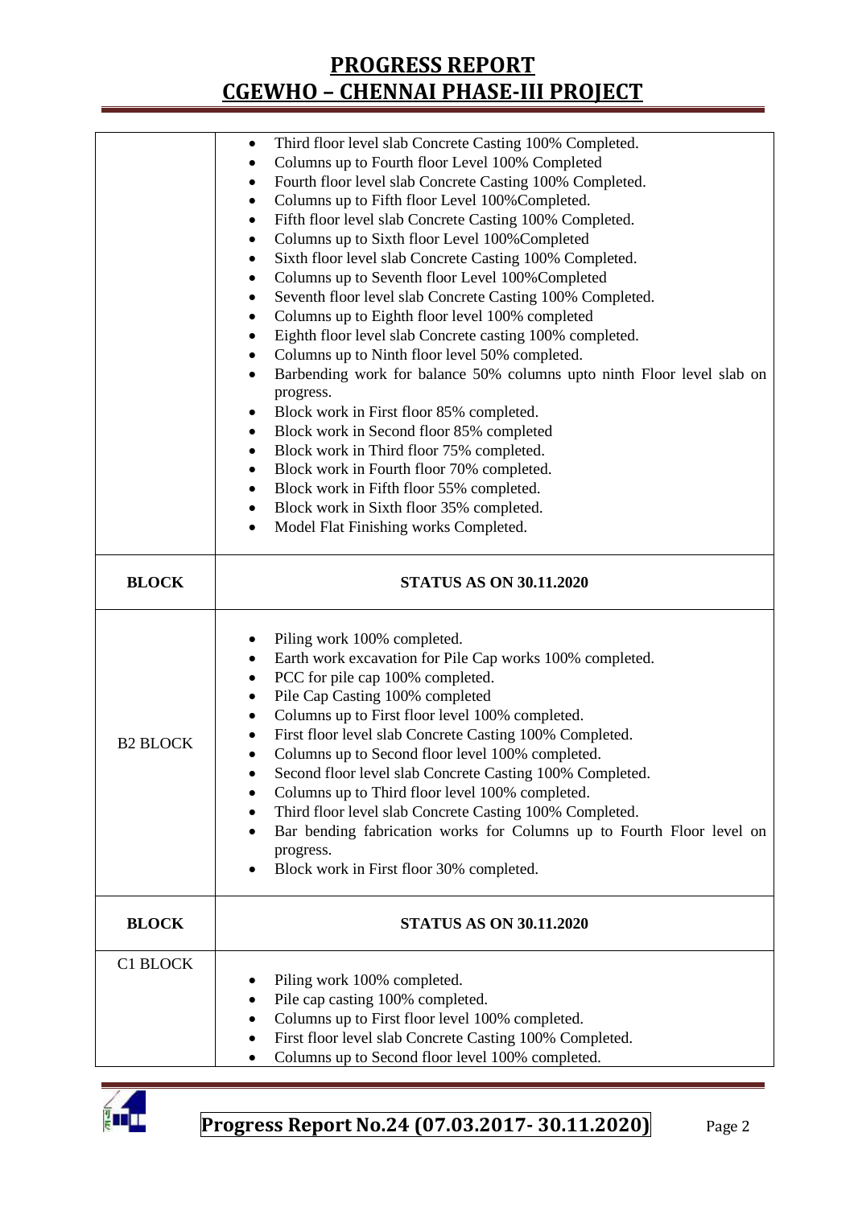| | |
|---|---|
| | • Third floor level slab Concrete Casting 100% Completed.<br>• Columns up to Fourth floor Level 100% Completed<br>• Fourth floor level slab Concrete Casting 100% Completed.<br>• Columns up to Fifth floor Level 100%Completed.<br>• Fifth floor level slab Concrete Casting 100% Completed.<br>• Columns up to Sixth floor Level 100%Completed<br>• Sixth floor level slab Concrete Casting 100% Completed.<br>• Columns up to Seventh floor Level 100%Completed<br>• Seventh floor level slab Concrete Casting 100% Completed.<br>• Columns up to Eighth floor level 100% completed<br>• Eighth floor level slab Concrete casting 100% completed.<br>• Columns up to Ninth floor level 50% completed.<br>• Barbending work for balance 50% columns upto ninth Floor level slab on progress.<br>• Block work in First floor 85% completed.<br>• Block work in Second floor 85% completed<br>• Block work in Third floor 75% completed.<br>• Block work in Fourth floor 70% completed.<br>• Block work in Fifth floor 55% completed.<br>• Block work in Sixth floor 35% completed.<br>• Model Flat Finishing works Completed. |
| **BLOCK** | **STATUS AS ON 30.11.2020** |
| B2 BLOCK | • Piling work 100% completed.<br>• Earth work excavation for Pile Cap works 100% completed.<br>• PCC for pile cap 100% completed.<br>• Pile Cap Casting 100% completed<br>• Columns up to First floor level 100% completed.<br>• First floor level slab Concrete Casting 100% Completed.<br>• Columns up to Second floor level 100% completed.<br>• Second floor level slab Concrete Casting 100% Completed.<br>• Columns up to Third floor level 100% completed.<br>• Third floor level slab Concrete Casting 100% Completed.<br>• Bar bending fabrication works for Columns up to Fourth Floor level on progress.<br>• Block work in First floor 30% completed. |
| **BLOCK** | **STATUS AS ON 30.11.2020** |
| C1 BLOCK | • Piling work 100% completed.<br>• Pile cap casting 100% completed.<br>• Columns up to First floor level 100% completed.<br>• First floor level slab Concrete Casting 100% Completed.<br>• Columns up to Second floor level 100% completed. |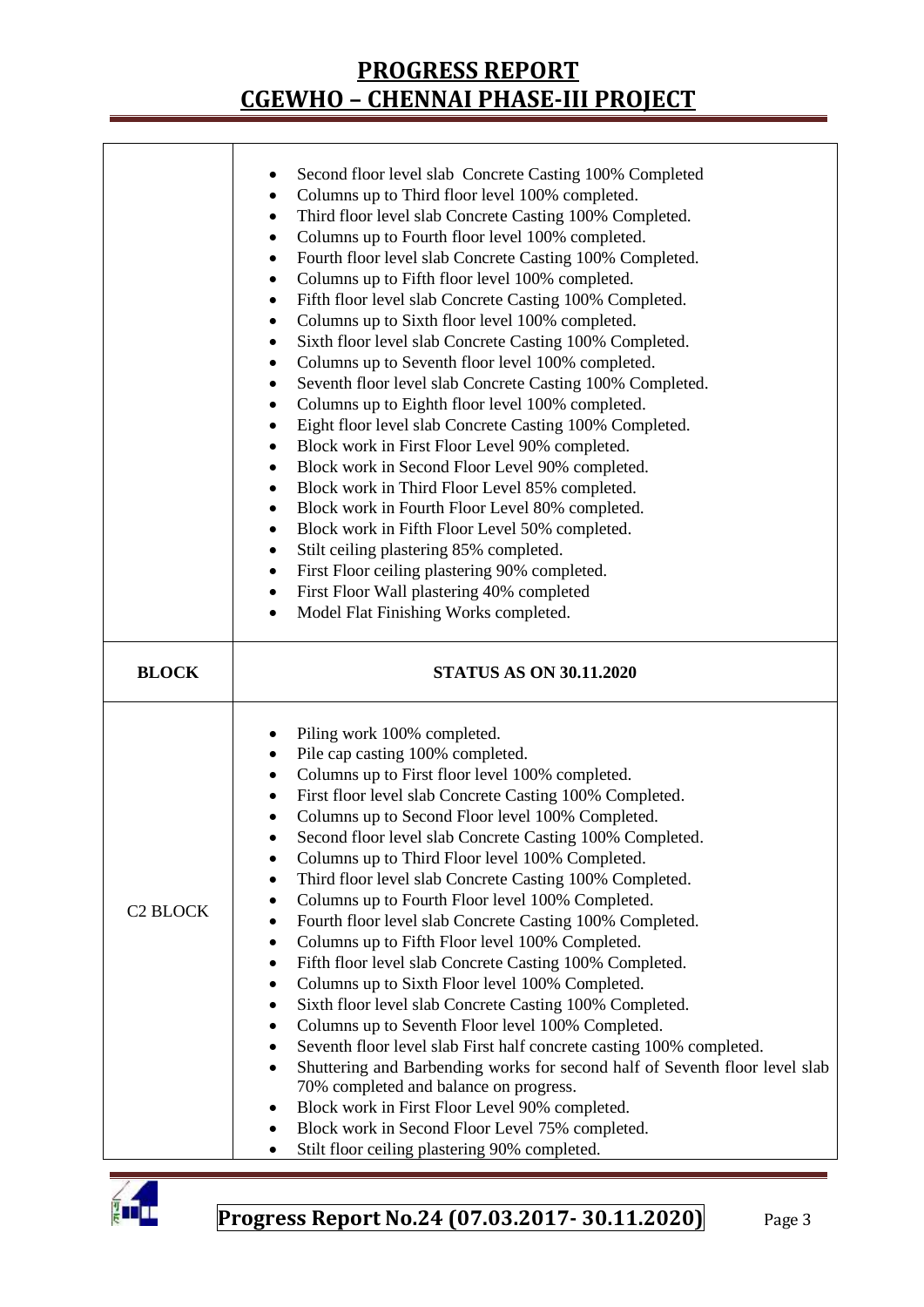| | |
|---|---|
| | • Second floor level slab Concrete Casting 100% Completed<br>• Columns up to Third floor level 100% completed.<br>• Third floor level slab Concrete Casting 100% Completed.<br>• Columns up to Fourth floor level 100% completed.<br>• Fourth floor level slab Concrete Casting 100% Completed.<br>• Columns up to Fifth floor level 100% completed.<br>• Fifth floor level slab Concrete Casting 100% Completed.<br>• Columns up to Sixth floor level 100% completed.<br>• Sixth floor level slab Concrete Casting 100% Completed.<br>• Columns up to Seventh floor level 100% completed.<br>• Seventh floor level slab Concrete Casting 100% Completed.<br>• Columns up to Eighth floor level 100% completed.<br>• Eight floor level slab Concrete Casting 100% Completed.<br>• Block work in First Floor Level 90% completed.<br>• Block work in Second Floor Level 90% completed.<br>• Block work in Third Floor Level 85% completed.<br>• Block work in Fourth Floor Level 80% completed.<br>• Block work in Fifth Floor Level 50% completed.<br>• Stilt ceiling plastering 85% completed.<br>• First Floor ceiling plastering 90% completed.<br>• First Floor Wall plastering 40% completed<br>• Model Flat Finishing Works completed. |
| **BLOCK** | **STATUS AS ON 30.11.2020** |
| C2 BLOCK | • Piling work 100% completed.<br>• Pile cap casting 100% completed.<br>• Columns up to First floor level 100% completed.<br>• First floor level slab Concrete Casting 100% Completed.<br>• Columns up to Second Floor level 100% Completed.<br>• Second floor level slab Concrete Casting 100% Completed.<br>• Columns up to Third Floor level 100% Completed.<br>• Third floor level slab Concrete Casting 100% Completed.<br>• Columns up to Fourth Floor level 100% Completed.<br>• Fourth floor level slab Concrete Casting 100% Completed.<br>• Columns up to Fifth Floor level 100% Completed.<br>• Fifth floor level slab Concrete Casting 100% Completed.<br>• Columns up to Sixth Floor level 100% Completed.<br>• Sixth floor level slab Concrete Casting 100% Completed.<br>• Columns up to Seventh Floor level 100% Completed.<br>• Seventh floor level slab First half concrete casting 100% completed.<br>• Shuttering and Barbending works for second half of Seventh floor level slab 70% completed and balance on progress.<br>• Block work in First Floor Level 90% completed.<br>• Block work in Second Floor Level 75% completed.<br>• Stilt floor ceiling plastering 90% completed. |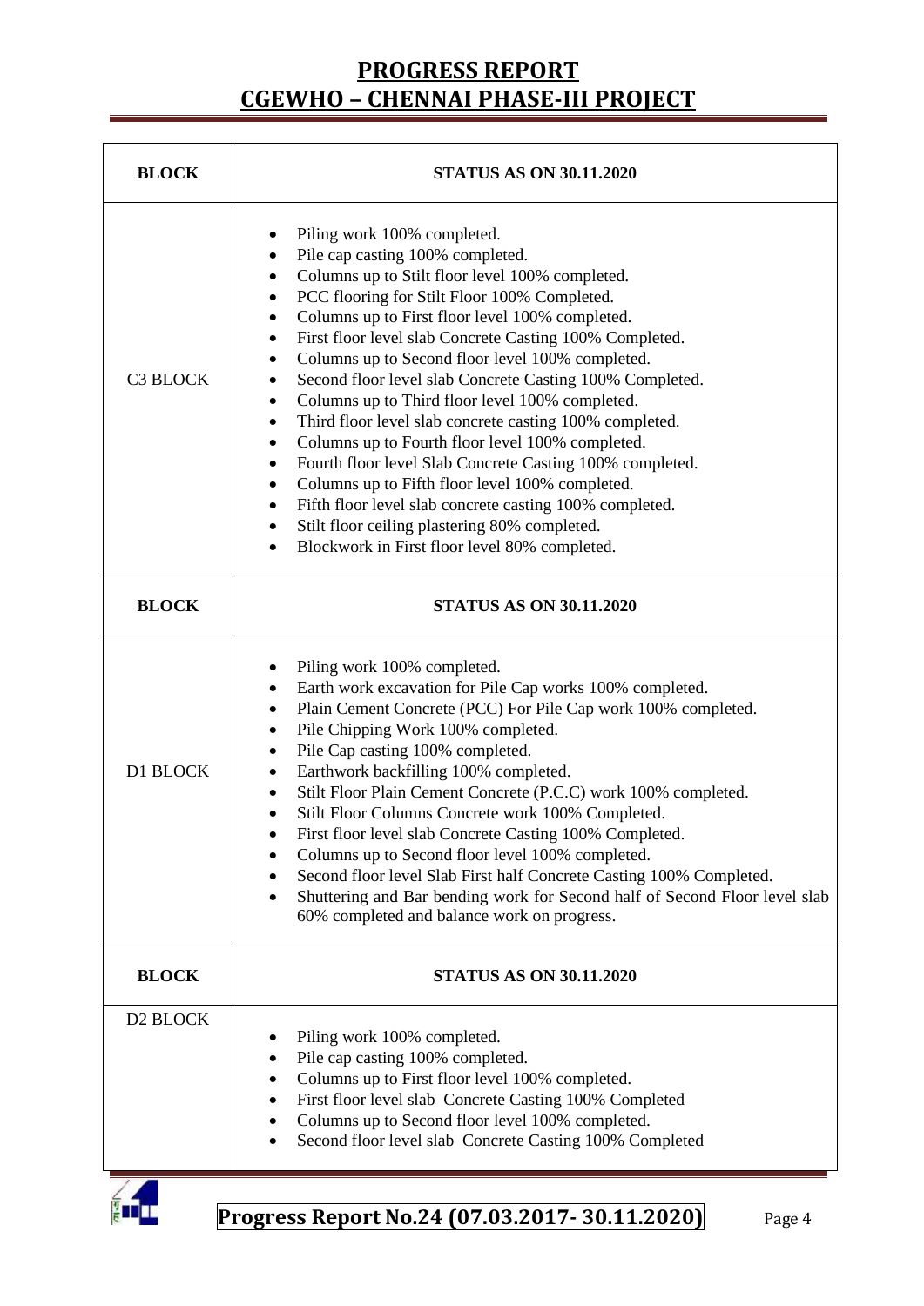| BLOCK | STATUS AS ON 30.11.2020 |
|---|---|
| C3 BLOCK | • Piling work 100% completed.<br>• Pile cap casting 100% completed.<br>• Columns up to Stilt floor level 100% completed.<br>• PCC flooring for Stilt Floor 100% Completed.<br>• Columns up to First floor level 100% completed.<br>• First floor level slab Concrete Casting 100% Completed.<br>• Columns up to Second floor level 100% completed.<br>• Second floor level slab Concrete Casting 100% Completed.<br>• Columns up to Third floor level 100% completed.<br>• Third floor level slab concrete casting 100% completed.<br>• Columns up to Fourth floor level 100% completed.<br>• Fourth floor level Slab Concrete Casting 100% completed.<br>• Columns up to Fifth floor level 100% completed.<br>• Fifth floor level slab concrete casting 100% completed.<br>• Stilt floor ceiling plastering 80% completed.<br>• Blockwork in First floor level 80% completed. |

| BLOCK | STATUS AS ON 30.11.2020 |
|---|---|
| D1 BLOCK | • Piling work 100% completed.<br>• Earth work excavation for Pile Cap works 100% completed.<br>• Plain Cement Concrete (PCC) For Pile Cap work 100% completed.<br>• Pile Chipping Work 100% completed.<br>• Pile Cap casting 100% completed.<br>• Earthwork backfilling 100% completed.<br>• Stilt Floor Plain Cement Concrete (P.C.C) work 100% completed.<br>• Stilt Floor Columns Concrete work 100% Completed.<br>• First floor level slab Concrete Casting 100% Completed.<br>• Columns up to Second floor level 100% completed.<br>• Second floor level Slab First half Concrete Casting 100% Completed.<br>• Shuttering and Bar bending work for Second half of Second Floor level slab 60% completed and balance work on progress. |

| BLOCK | STATUS AS ON 30.11.2020 |
|---|---|
| D2 BLOCK | • Piling work 100% completed.<br>• Pile cap casting 100% completed.<br>• Columns up to First floor level 100% completed.<br>• First floor level slab Concrete Casting 100% Completed<br>• Columns up to Second floor level 100% completed.<br>• Second floor level slab Concrete Casting 100% Completed |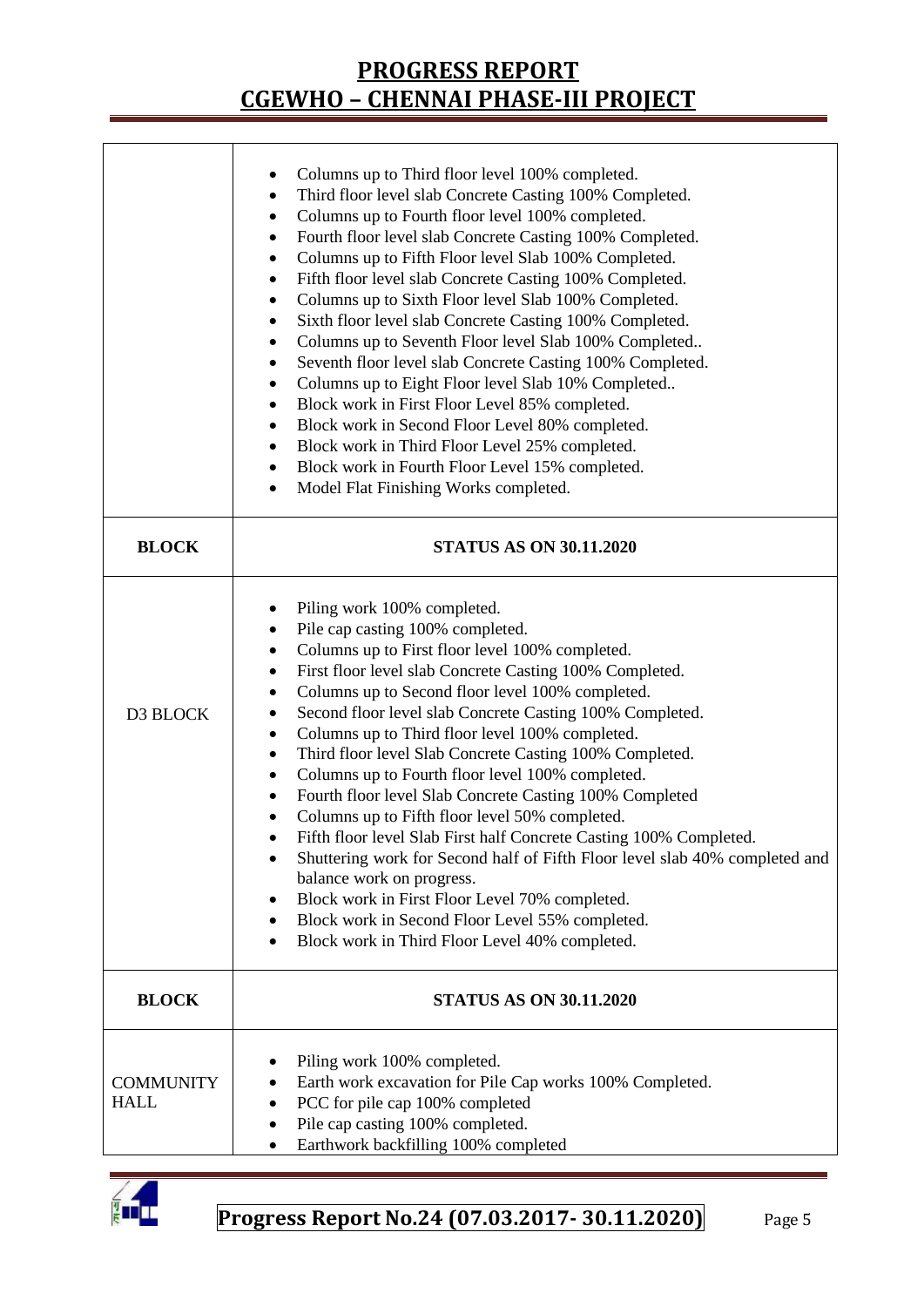| BLOCK | STATUS AS ON 30.11.2020 |
|---|---|
| | • Columns up to Third floor level 100% completed.<br>• Third floor level slab Concrete Casting 100% Completed.<br>• Columns up to Fourth floor level 100% completed.<br>• Fourth floor level slab Concrete Casting 100% Completed.<br>• Columns up to Fifth Floor level Slab 100% Completed.<br>• Fifth floor level slab Concrete Casting 100% Completed.<br>• Columns up to Sixth Floor level Slab 100% Completed.<br>• Sixth floor level slab Concrete Casting 100% Completed.<br>• Columns up to Seventh Floor level Slab 100% Completed..<br>• Seventh floor level slab Concrete Casting 100% Completed.<br>• Columns up to Eight Floor level Slab 10% Completed..<br>• Block work in First Floor Level 85% completed.<br>• Block work in Second Floor Level 80% completed.<br>• Block work in Third Floor Level 25% completed.<br>• Block work in Fourth Floor Level 15% completed.<br>• Model Flat Finishing Works completed. |
| **BLOCK** | **STATUS AS ON 30.11.2020** |
| D3 BLOCK | • Piling work 100% completed.<br>• Pile cap casting 100% completed.<br>• Columns up to First floor level 100% completed.<br>• First floor level slab Concrete Casting 100% Completed.<br>• Columns up to Second floor level 100% completed.<br>• Second floor level slab Concrete Casting 100% Completed.<br>• Columns up to Third floor level 100% completed.<br>• Third floor level Slab Concrete Casting 100% Completed.<br>• Columns up to Fourth floor level 100% completed.<br>• Fourth floor level Slab Concrete Casting 100% Completed<br>• Columns up to Fifth floor level 50% completed.<br>• Fifth floor level Slab First half Concrete Casting 100% Completed.<br>• Shuttering work for Second half of Fifth Floor level slab 40% completed and balance work on progress.<br>• Block work in First Floor Level 70% completed.<br>• Block work in Second Floor Level 55% completed.<br>• Block work in Third Floor Level 40% completed. |
| **BLOCK** | **STATUS AS ON 30.11.2020** |
| COMMUNITY HALL | • Piling work 100% completed.<br>• Earth work excavation for Pile Cap works 100% Completed.<br>• PCC for pile cap 100% completed<br>• Pile cap casting 100% completed.<br>• Earthwork backfilling 100% completed |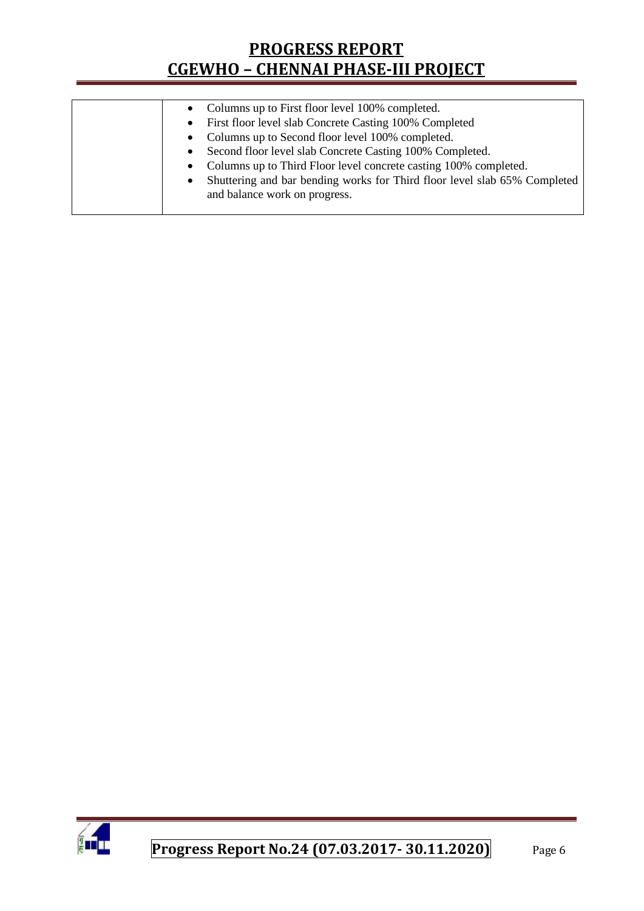| | |
|---|---|
| | • Columns up to First floor level 100% completed.<br>• First floor level slab Concrete Casting 100% Completed<br>• Columns up to Second floor level 100% completed.<br>• Second floor level slab Concrete Casting 100% Completed.<br>• Columns up to Third Floor level concrete casting 100% completed.<br>• Shuttering and bar bending works for Third floor level slab 65% Completed and balance work on progress. |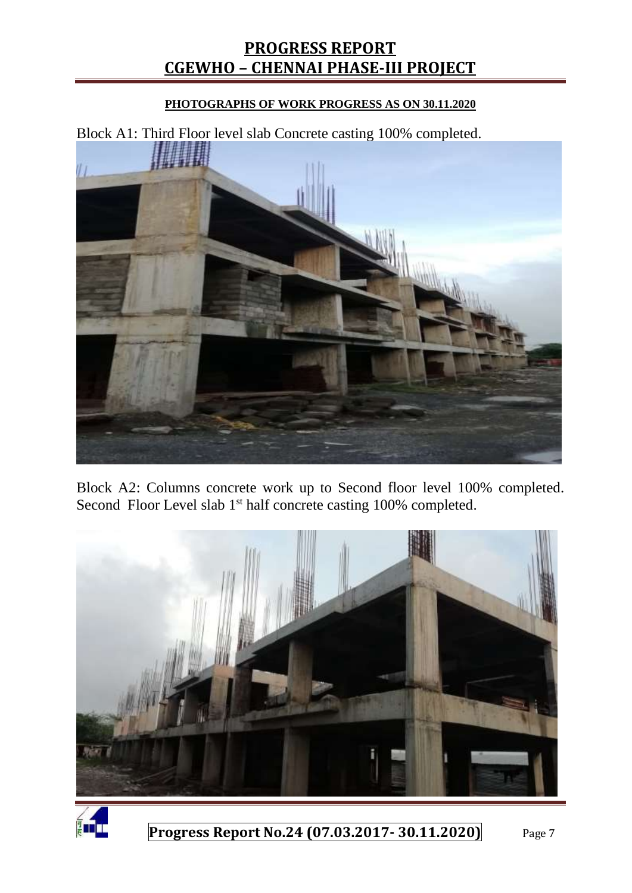**PHOTOGRAPHS OF WORK PROGRESS AS ON 30.11.2020**

Block A1: Third Floor level slab Concrete casting 100% completed.

Block A2: Columns concrete work up to Second floor level 100% completed. Second Floor Level slab 1st half concrete casting 100% completed.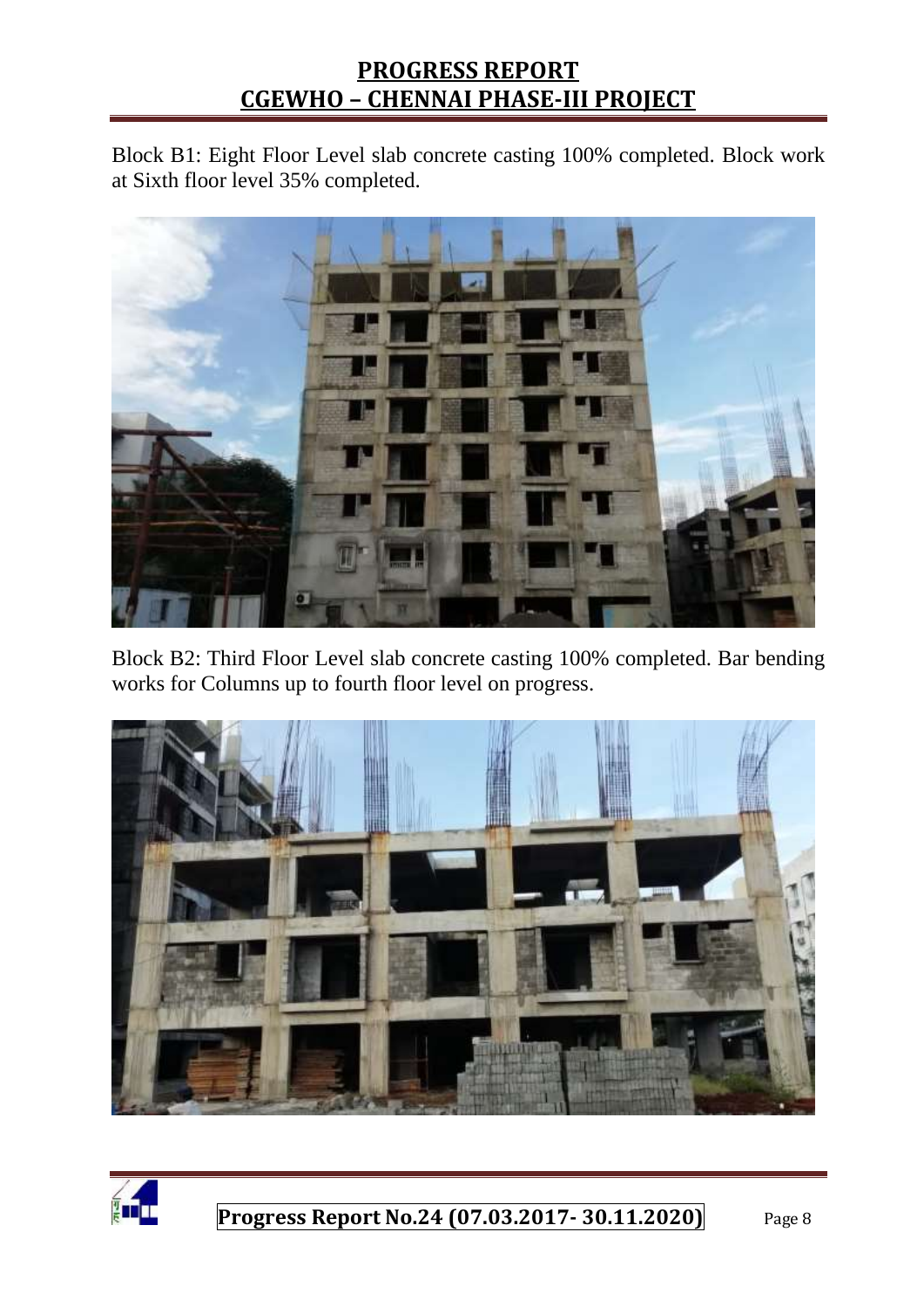Block B1: Eight Floor Level slab concrete casting 100% completed. Block work at Sixth floor level 35% completed.

Block B2: Third Floor Level slab concrete casting 100% completed. Bar bending works for Columns up to fourth floor level on progress.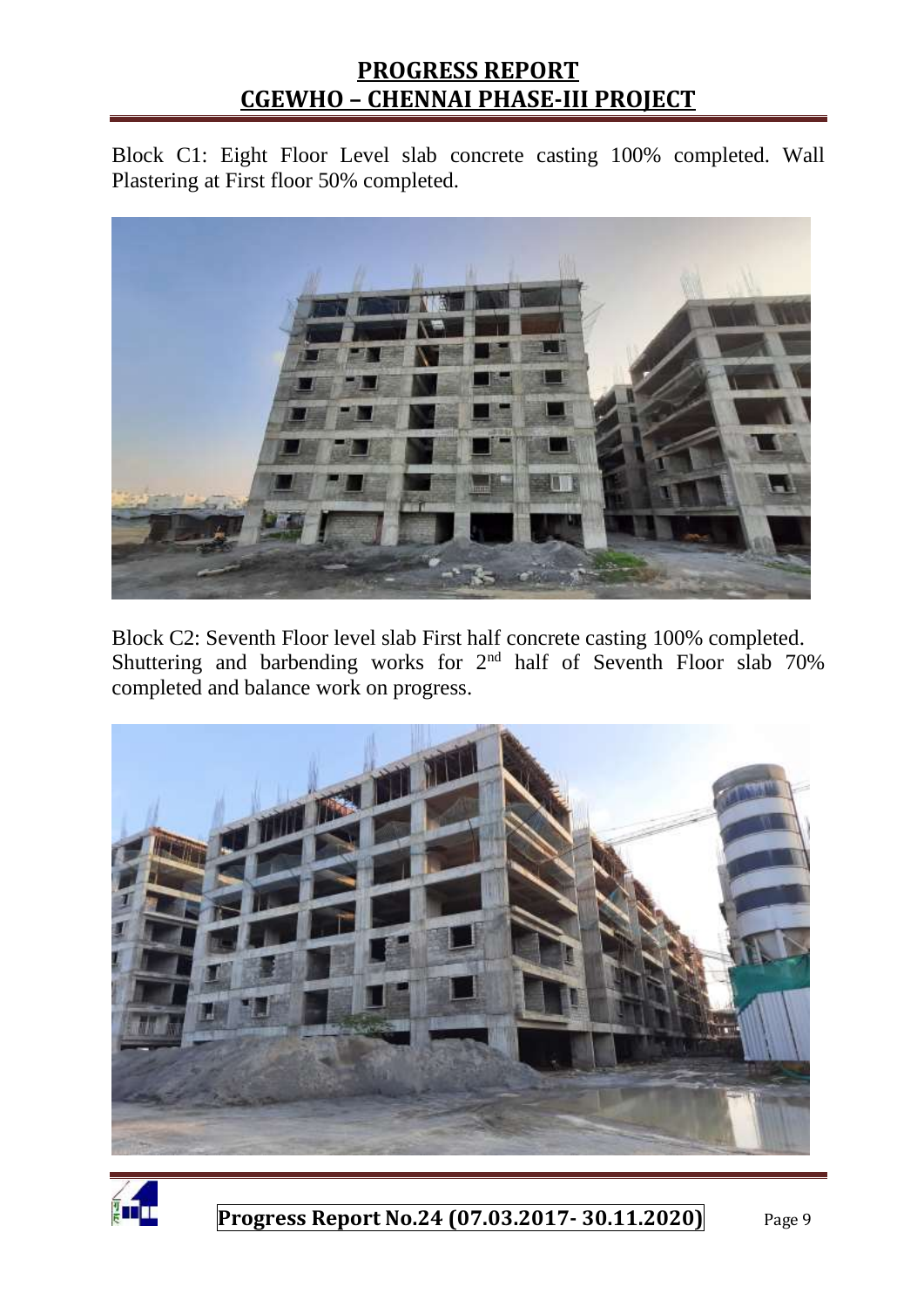Block C1: Eight Floor Level slab concrete casting 100% completed. Wall Plastering at First floor 50% completed.

Block C2: Seventh Floor level slab First half concrete casting 100% completed. Shuttering and barbending works for 2nd half of Seventh Floor slab 70% completed and balance work on progress.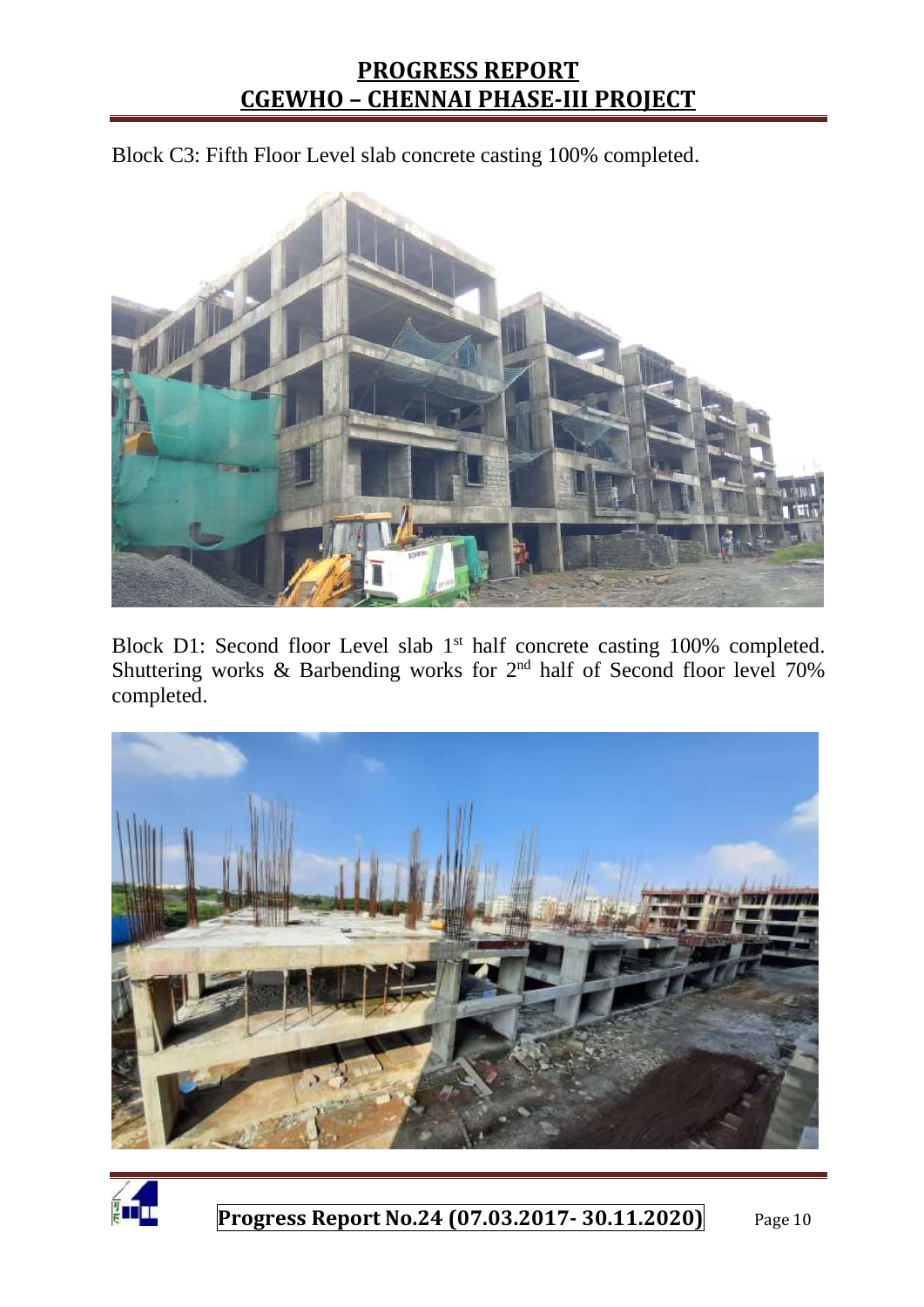Block C3: Fifth Floor Level slab concrete casting 100% completed.

Block D1: Second floor Level slab 1st half concrete casting 100% completed. Shuttering works & Barbending works for 2nd half of Second floor level 70% completed.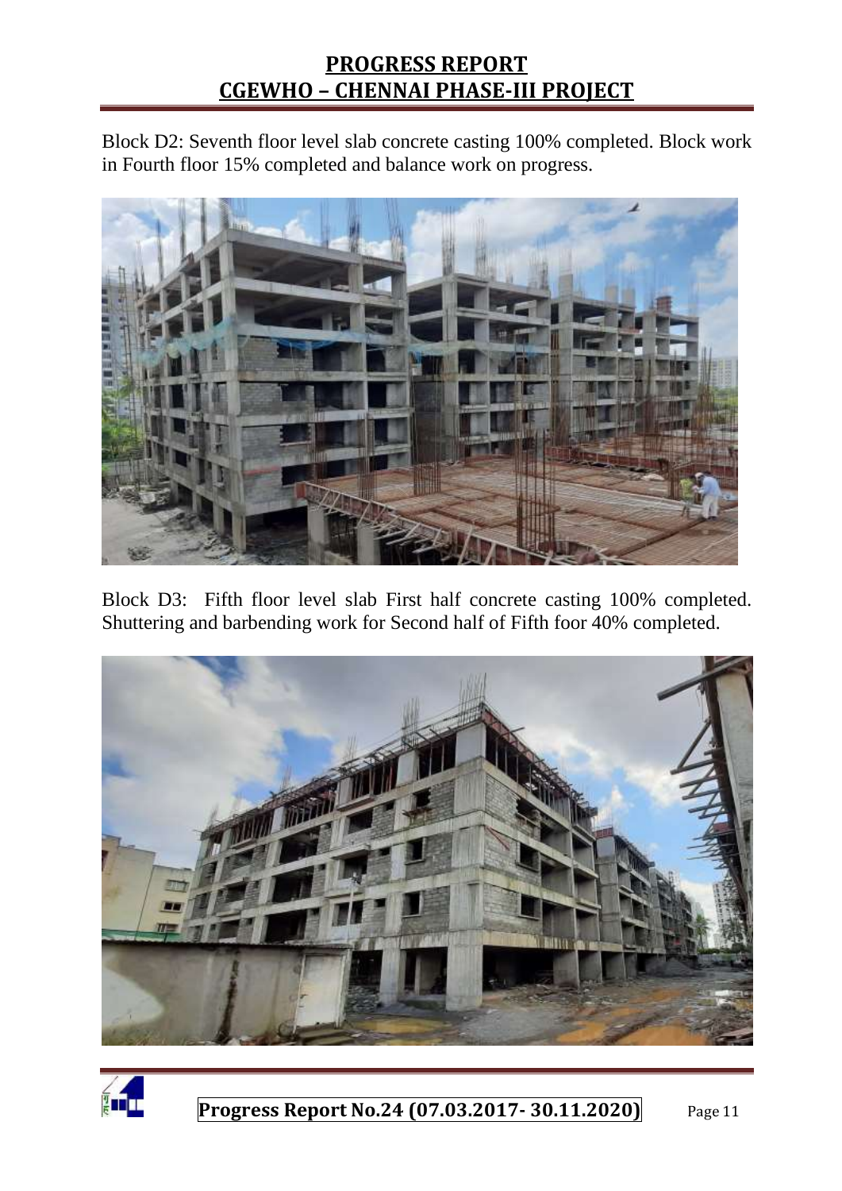Block D2: Seventh floor level slab concrete casting 100% completed. Block work in Fourth floor 15% completed and balance work on progress.

Block D3: Fifth floor level slab First half concrete casting 100% completed. Shuttering and barbending work for Second half of Fifth foor 40% completed.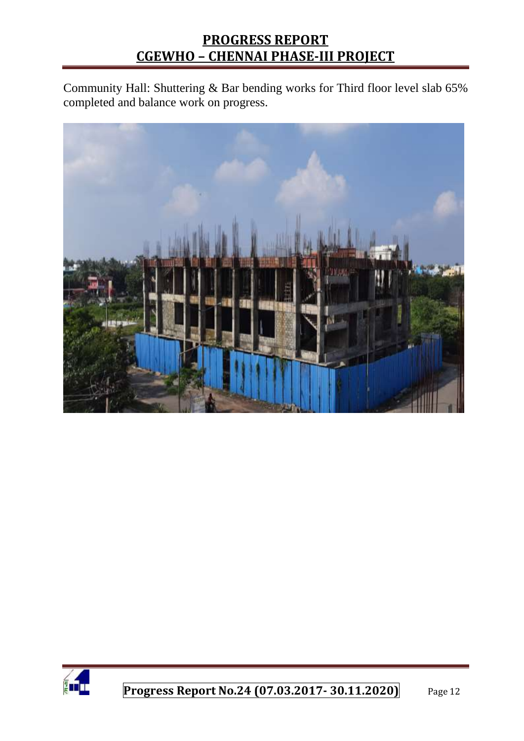Community Hall: Shuttering & Bar bending works for Third floor level slab 65% completed and balance work on progress.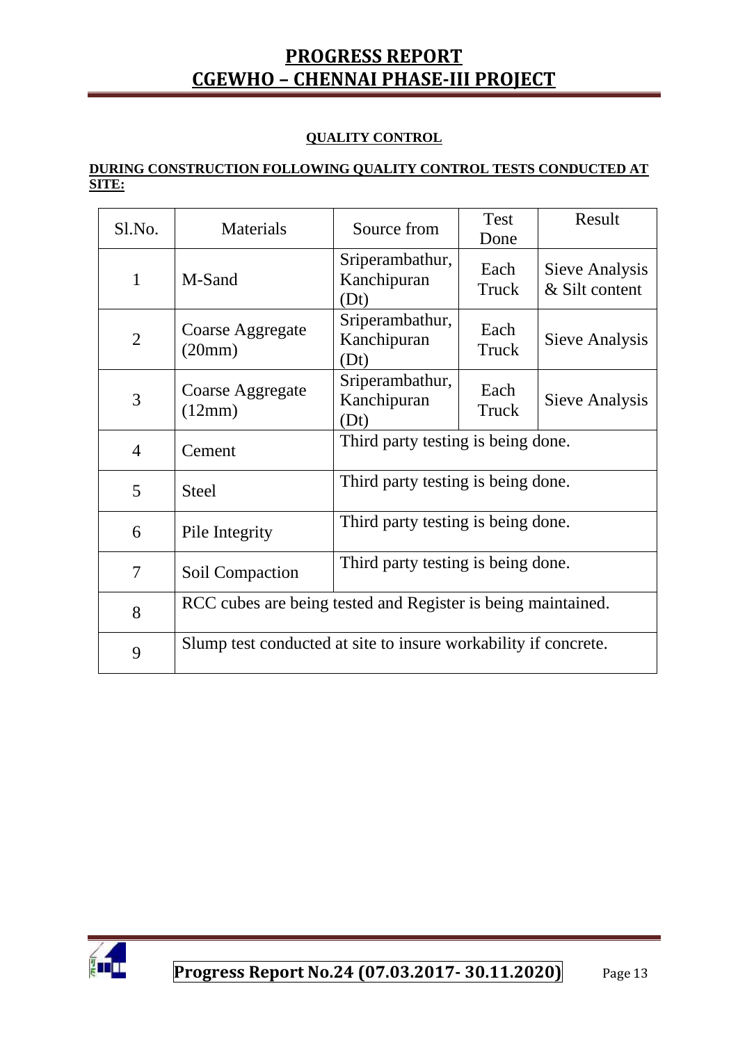## QUALITY CONTROL

**DURING CONSTRUCTION FOLLOWING QUALITY CONTROL TESTS CONDUCTED AT SITE:**

| Sl.No. | Materials | Source from | Test Done | Result |
|---|---|---|---|---|
| 1 | M-Sand | Sriperambathur, Kanchipuran (Dt) | Each Truck | Sieve Analysis & Silt content |
| 2 | Coarse Aggregate (20mm) | Sriperambathur, Kanchipuran (Dt) | Each Truck | Sieve Analysis |
| 3 | Coarse Aggregate (12mm) | Sriperambathur, Kanchipuran (Dt) | Each Truck | Sieve Analysis |
| 4 | Cement | Third party testing is being done. | | |
| 5 | Steel | Third party testing is being done. | | |
| 6 | Pile Integrity | Third party testing is being done. | | |
| 7 | Soil Compaction | Third party testing is being done. | | |
| 8 | RCC cubes are being tested and Register is being maintained. | | | |
| 9 | Slump test conducted at site to insure workability if concrete. | | | |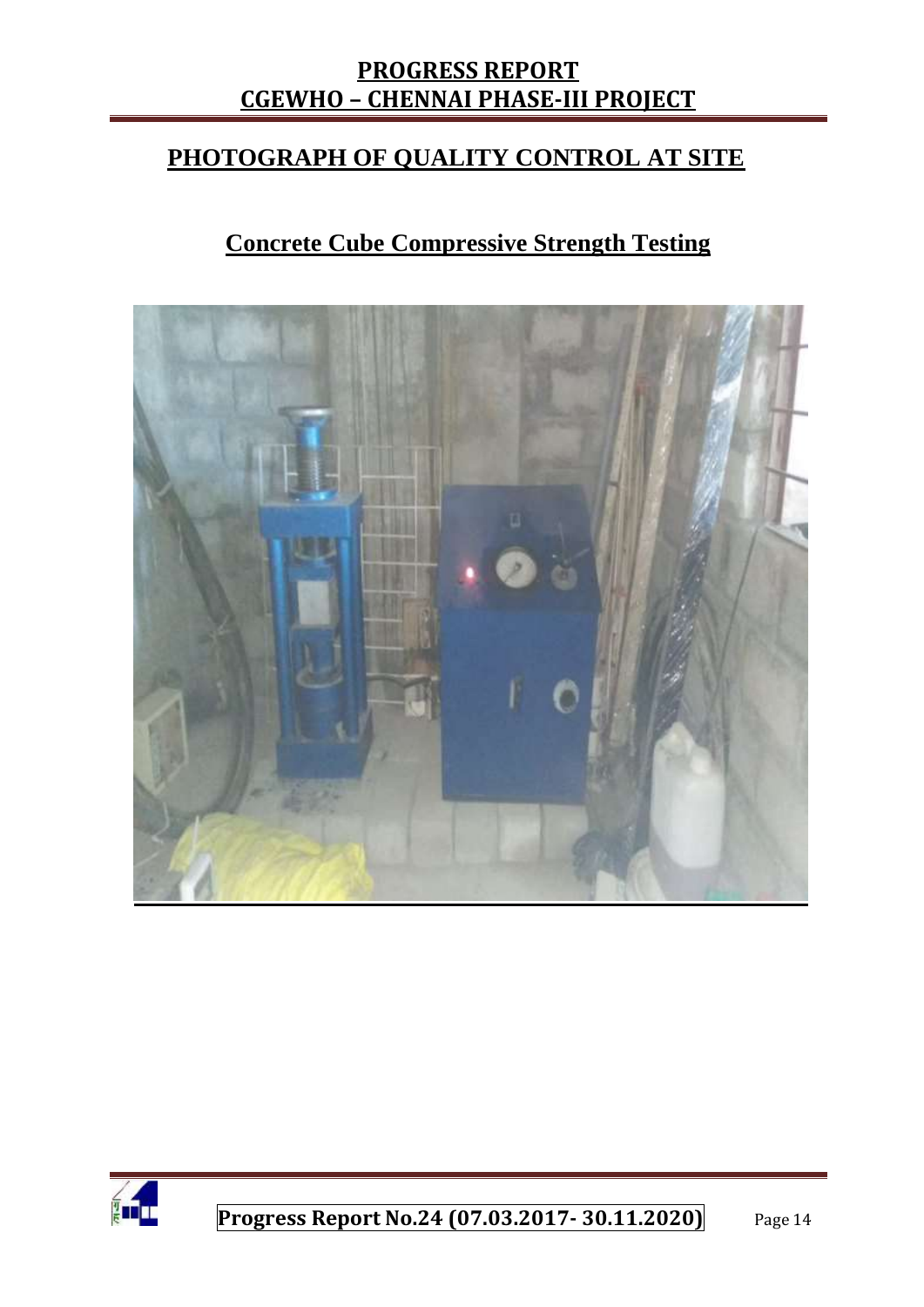## PHOTOGRAPH OF QUALITY CONTROL AT SITE

### Concrete Cube Compressive Strength Testing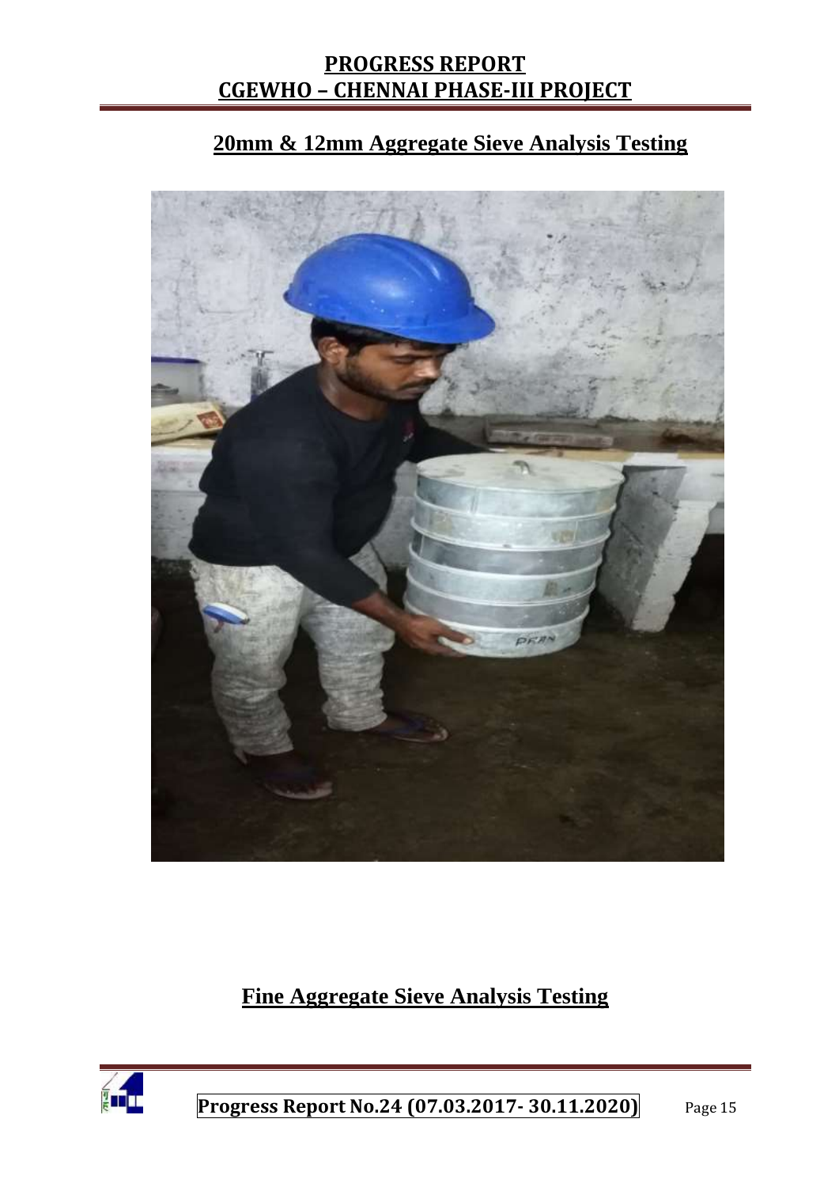## 20mm & 12mm Aggregate Sieve Analysis Testing

## Fine Aggregate Sieve Analysis Testing